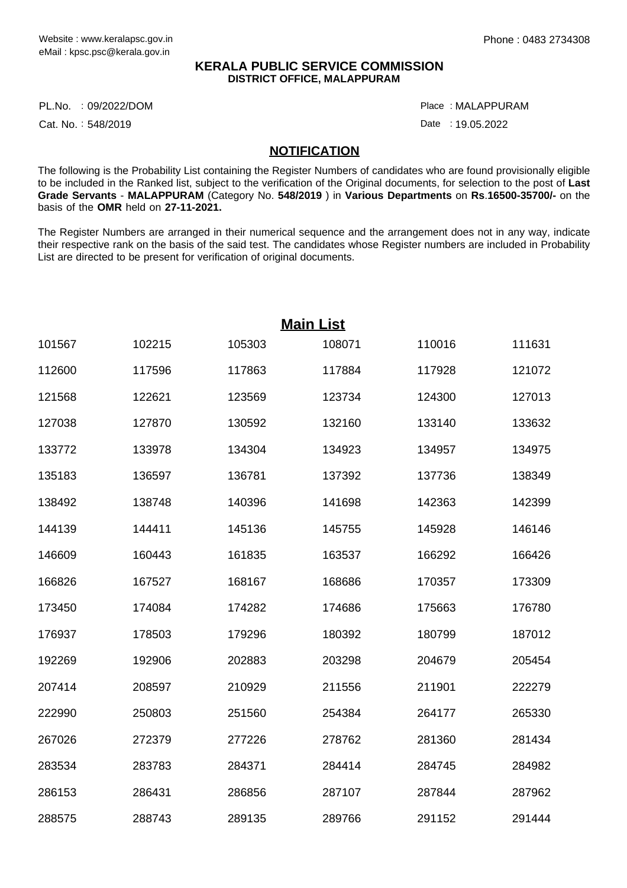Website : www.keralapsc.gov.in
eMail : kpsc.psc@kerala.gov.in

Phone : 0483 2734308

**KERALA PUBLIC SERVICE COMMISSION**
**DISTRICT OFFICE, MALAPPURAM**

PL.No. : 09/2022/DOM

Place : MALAPPURAM

Cat. No. : 548/2019

Date : 19.05.2022

## NOTIFICATION

The following is the Probability List containing the Register Numbers of candidates who are found provisionally eligible to be included in the Ranked list, subject to the verification of the Original documents, for selection to the post of **Last Grade Servants** - **MALAPPURAM** (Category No. **548/2019** ) in **Various Departments** on **Rs**.**16500-35700/-** on the basis of the **OMR** held on **27-11-2021.**

The Register Numbers are arranged in their numerical sequence and the arrangement does not in any way, indicate their respective rank on the basis of the said test. The candidates whose Register numbers are included in Probability List are directed to be present for verification of original documents.

## Main List

| | | | | | |
|---|---|---|---|---|---|
| 101567 | 102215 | 105303 | 108071 | 110016 | 111631 |
| 112600 | 117596 | 117863 | 117884 | 117928 | 121072 |
| 121568 | 122621 | 123569 | 123734 | 124300 | 127013 |
| 127038 | 127870 | 130592 | 132160 | 133140 | 133632 |
| 133772 | 133978 | 134304 | 134923 | 134957 | 134975 |
| 135183 | 136597 | 136781 | 137392 | 137736 | 138349 |
| 138492 | 138748 | 140396 | 141698 | 142363 | 142399 |
| 144139 | 144411 | 145136 | 145755 | 145928 | 146146 |
| 146609 | 160443 | 161835 | 163537 | 166292 | 166426 |
| 166826 | 167527 | 168167 | 168686 | 170357 | 173309 |
| 173450 | 174084 | 174282 | 174686 | 175663 | 176780 |
| 176937 | 178503 | 179296 | 180392 | 180799 | 187012 |
| 192269 | 192906 | 202883 | 203298 | 204679 | 205454 |
| 207414 | 208597 | 210929 | 211556 | 211901 | 222279 |
| 222990 | 250803 | 251560 | 254384 | 264177 | 265330 |
| 267026 | 272379 | 277226 | 278762 | 281360 | 281434 |
| 283534 | 283783 | 284371 | 284414 | 284745 | 284982 |
| 286153 | 286431 | 286856 | 287107 | 287844 | 287962 |
| 288575 | 288743 | 289135 | 289766 | 291152 | 291444 |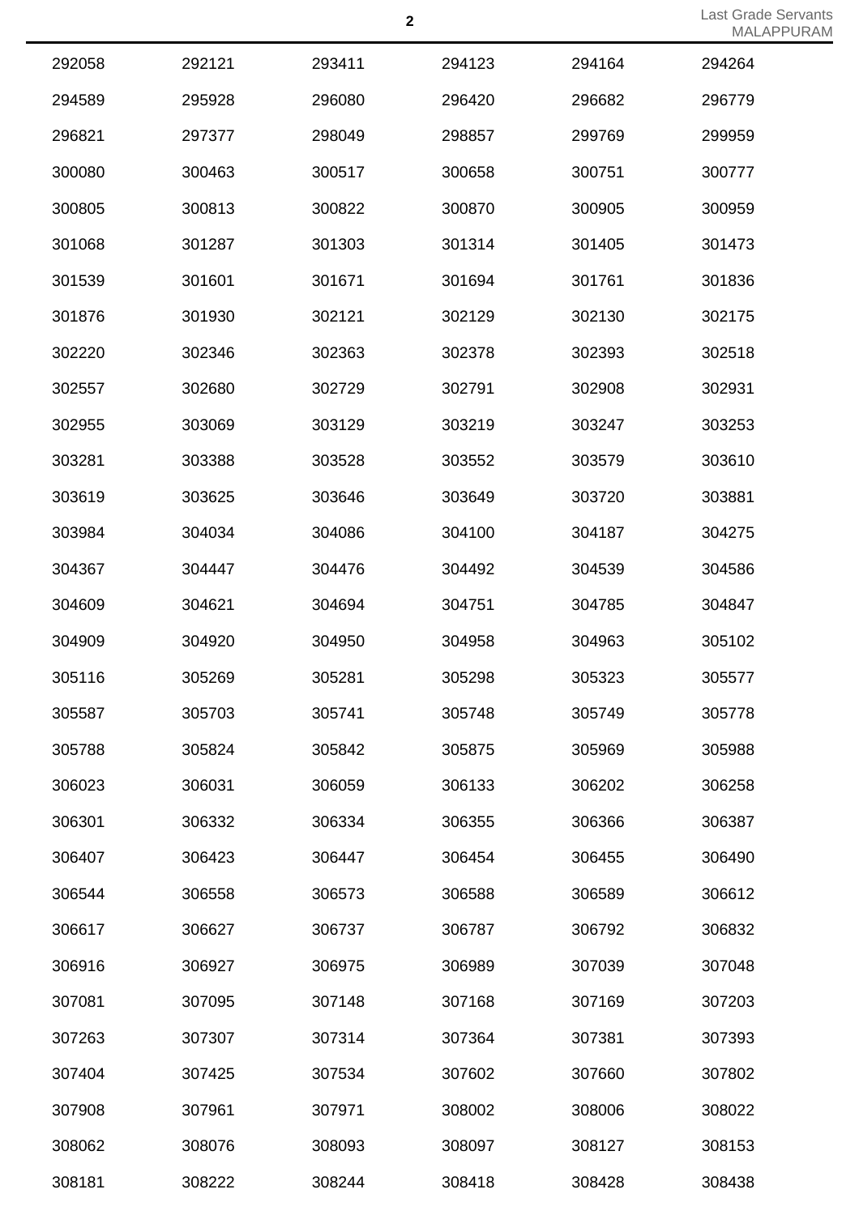| | | | | | |
|---|---|---|---|---|---|
| 292058 | 292121 | 293411 | 294123 | 294164 | 294264 |
| 294589 | 295928 | 296080 | 296420 | 296682 | 296779 |
| 296821 | 297377 | 298049 | 298857 | 299769 | 299959 |
| 300080 | 300463 | 300517 | 300658 | 300751 | 300777 |
| 300805 | 300813 | 300822 | 300870 | 300905 | 300959 |
| 301068 | 301287 | 301303 | 301314 | 301405 | 301473 |
| 301539 | 301601 | 301671 | 301694 | 301761 | 301836 |
| 301876 | 301930 | 302121 | 302129 | 302130 | 302175 |
| 302220 | 302346 | 302363 | 302378 | 302393 | 302518 |
| 302557 | 302680 | 302729 | 302791 | 302908 | 302931 |
| 302955 | 303069 | 303129 | 303219 | 303247 | 303253 |
| 303281 | 303388 | 303528 | 303552 | 303579 | 303610 |
| 303619 | 303625 | 303646 | 303649 | 303720 | 303881 |
| 303984 | 304034 | 304086 | 304100 | 304187 | 304275 |
| 304367 | 304447 | 304476 | 304492 | 304539 | 304586 |
| 304609 | 304621 | 304694 | 304751 | 304785 | 304847 |
| 304909 | 304920 | 304950 | 304958 | 304963 | 305102 |
| 305116 | 305269 | 305281 | 305298 | 305323 | 305577 |
| 305587 | 305703 | 305741 | 305748 | 305749 | 305778 |
| 305788 | 305824 | 305842 | 305875 | 305969 | 305988 |
| 306023 | 306031 | 306059 | 306133 | 306202 | 306258 |
| 306301 | 306332 | 306334 | 306355 | 306366 | 306387 |
| 306407 | 306423 | 306447 | 306454 | 306455 | 306490 |
| 306544 | 306558 | 306573 | 306588 | 306589 | 306612 |
| 306617 | 306627 | 306737 | 306787 | 306792 | 306832 |
| 306916 | 306927 | 306975 | 306989 | 307039 | 307048 |
| 307081 | 307095 | 307148 | 307168 | 307169 | 307203 |
| 307263 | 307307 | 307314 | 307364 | 307381 | 307393 |
| 307404 | 307425 | 307534 | 307602 | 307660 | 307802 |
| 307908 | 307961 | 307971 | 308002 | 308006 | 308022 |
| 308062 | 308076 | 308093 | 308097 | 308127 | 308153 |
| 308181 | 308222 | 308244 | 308418 | 308428 | 308438 |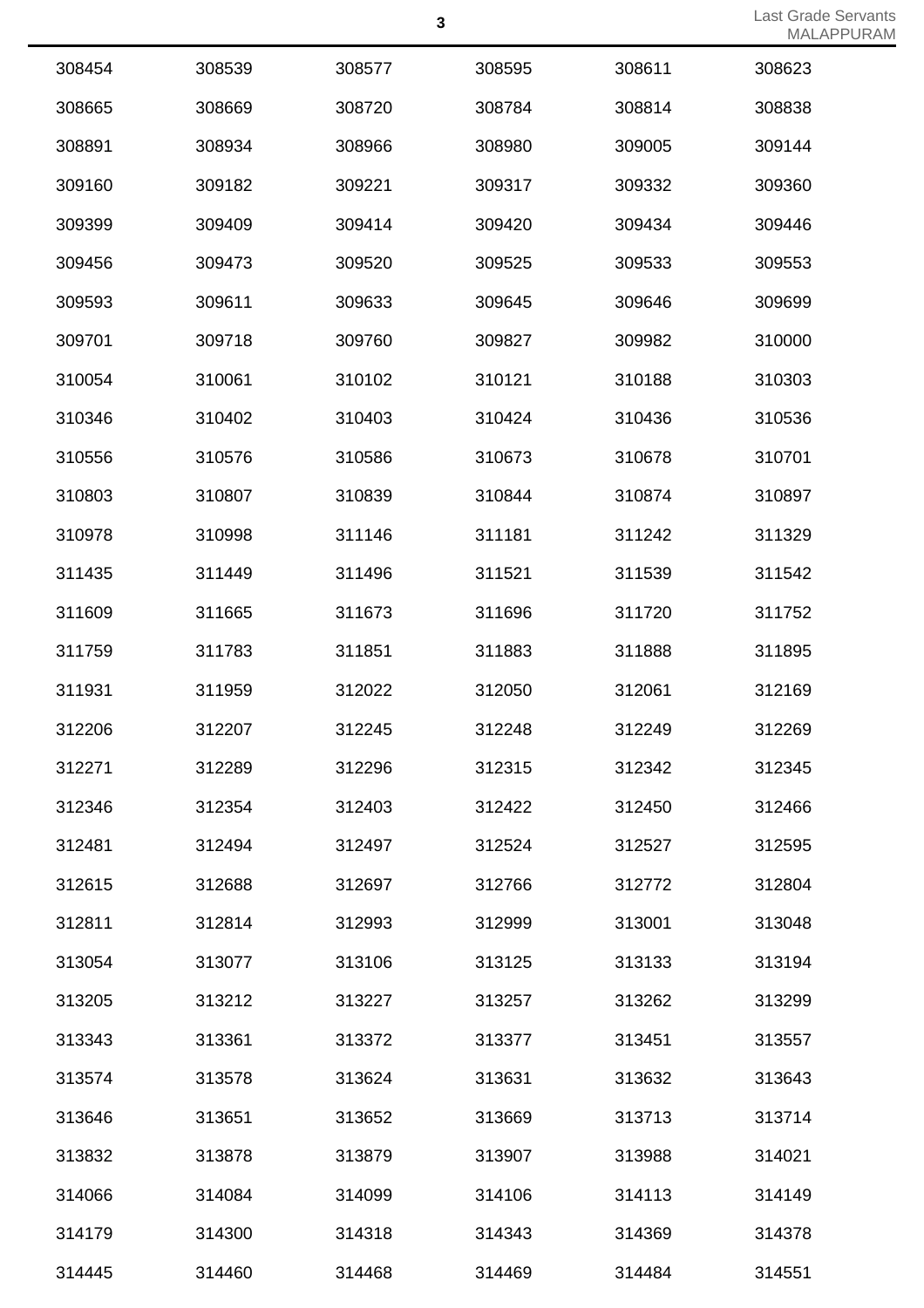| | | | | | |
|---|---|---|---|---|---|
| 308454 | 308539 | 308577 | 308595 | 308611 | 308623 |
| 308665 | 308669 | 308720 | 308784 | 308814 | 308838 |
| 308891 | 308934 | 308966 | 308980 | 309005 | 309144 |
| 309160 | 309182 | 309221 | 309317 | 309332 | 309360 |
| 309399 | 309409 | 309414 | 309420 | 309434 | 309446 |
| 309456 | 309473 | 309520 | 309525 | 309533 | 309553 |
| 309593 | 309611 | 309633 | 309645 | 309646 | 309699 |
| 309701 | 309718 | 309760 | 309827 | 309982 | 310000 |
| 310054 | 310061 | 310102 | 310121 | 310188 | 310303 |
| 310346 | 310402 | 310403 | 310424 | 310436 | 310536 |
| 310556 | 310576 | 310586 | 310673 | 310678 | 310701 |
| 310803 | 310807 | 310839 | 310844 | 310874 | 310897 |
| 310978 | 310998 | 311146 | 311181 | 311242 | 311329 |
| 311435 | 311449 | 311496 | 311521 | 311539 | 311542 |
| 311609 | 311665 | 311673 | 311696 | 311720 | 311752 |
| 311759 | 311783 | 311851 | 311883 | 311888 | 311895 |
| 311931 | 311959 | 312022 | 312050 | 312061 | 312169 |
| 312206 | 312207 | 312245 | 312248 | 312249 | 312269 |
| 312271 | 312289 | 312296 | 312315 | 312342 | 312345 |
| 312346 | 312354 | 312403 | 312422 | 312450 | 312466 |
| 312481 | 312494 | 312497 | 312524 | 312527 | 312595 |
| 312615 | 312688 | 312697 | 312766 | 312772 | 312804 |
| 312811 | 312814 | 312993 | 312999 | 313001 | 313048 |
| 313054 | 313077 | 313106 | 313125 | 313133 | 313194 |
| 313205 | 313212 | 313227 | 313257 | 313262 | 313299 |
| 313343 | 313361 | 313372 | 313377 | 313451 | 313557 |
| 313574 | 313578 | 313624 | 313631 | 313632 | 313643 |
| 313646 | 313651 | 313652 | 313669 | 313713 | 313714 |
| 313832 | 313878 | 313879 | 313907 | 313988 | 314021 |
| 314066 | 314084 | 314099 | 314106 | 314113 | 314149 |
| 314179 | 314300 | 314318 | 314343 | 314369 | 314378 |
| 314445 | 314460 | 314468 | 314469 | 314484 | 314551 |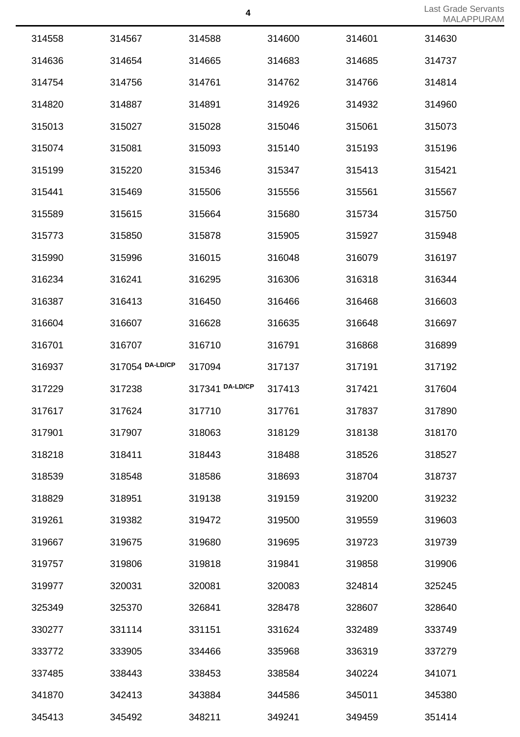| | | | | | |
|---|---|---|---|---|---|
| 314558 | 314567 | 314588 | 314600 | 314601 | 314630 |
| 314636 | 314654 | 314665 | 314683 | 314685 | 314737 |
| 314754 | 314756 | 314761 | 314762 | 314766 | 314814 |
| 314820 | 314887 | 314891 | 314926 | 314932 | 314960 |
| 315013 | 315027 | 315028 | 315046 | 315061 | 315073 |
| 315074 | 315081 | 315093 | 315140 | 315193 | 315196 |
| 315199 | 315220 | 315346 | 315347 | 315413 | 315421 |
| 315441 | 315469 | 315506 | 315556 | 315561 | 315567 |
| 315589 | 315615 | 315664 | 315680 | 315734 | 315750 |
| 315773 | 315850 | 315878 | 315905 | 315927 | 315948 |
| 315990 | 315996 | 316015 | 316048 | 316079 | 316197 |
| 316234 | 316241 | 316295 | 316306 | 316318 | 316344 |
| 316387 | 316413 | 316450 | 316466 | 316468 | 316603 |
| 316604 | 316607 | 316628 | 316635 | 316648 | 316697 |
| 316701 | 316707 | 316710 | 316791 | 316868 | 316899 |
| 316937 | 317054 DA-LD/CP | 317094 | 317137 | 317191 | 317192 |
| 317229 | 317238 | 317341 DA-LD/CP | 317413 | 317421 | 317604 |
| 317617 | 317624 | 317710 | 317761 | 317837 | 317890 |
| 317901 | 317907 | 318063 | 318129 | 318138 | 318170 |
| 318218 | 318411 | 318443 | 318488 | 318526 | 318527 |
| 318539 | 318548 | 318586 | 318693 | 318704 | 318737 |
| 318829 | 318951 | 319138 | 319159 | 319200 | 319232 |
| 319261 | 319382 | 319472 | 319500 | 319559 | 319603 |
| 319667 | 319675 | 319680 | 319695 | 319723 | 319739 |
| 319757 | 319806 | 319818 | 319841 | 319858 | 319906 |
| 319977 | 320031 | 320081 | 320083 | 324814 | 325245 |
| 325349 | 325370 | 326841 | 328478 | 328607 | 328640 |
| 330277 | 331114 | 331151 | 331624 | 332489 | 333749 |
| 333772 | 333905 | 334466 | 335968 | 336319 | 337279 |
| 337485 | 338443 | 338453 | 338584 | 340224 | 341071 |
| 341870 | 342413 | 343884 | 344586 | 345011 | 345380 |
| 345413 | 345492 | 348211 | 349241 | 349459 | 351414 |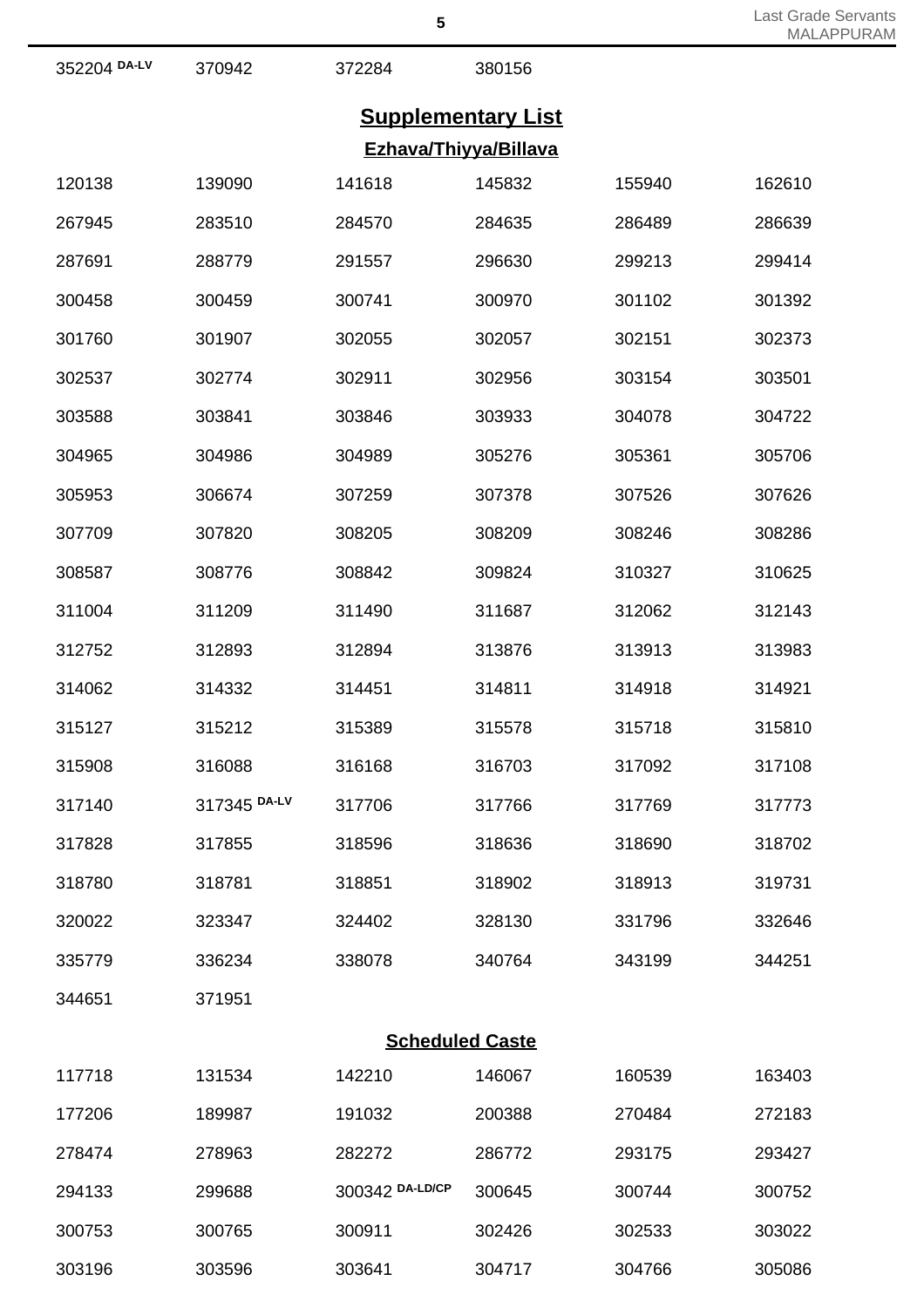| | | | | | |
|---|---|---|---|---|---|
| 352204 DA-LV | 370942 | 372284 | 380156 | | |

## Supplementary List

### Ezhava/Thiyya/Billava

| | | | | | |
|---|---|---|---|---|---|
| 120138 | 139090 | 141618 | 145832 | 155940 | 162610 |
| 267945 | 283510 | 284570 | 284635 | 286489 | 286639 |
| 287691 | 288779 | 291557 | 296630 | 299213 | 299414 |
| 300458 | 300459 | 300741 | 300970 | 301102 | 301392 |
| 301760 | 301907 | 302055 | 302057 | 302151 | 302373 |
| 302537 | 302774 | 302911 | 302956 | 303154 | 303501 |
| 303588 | 303841 | 303846 | 303933 | 304078 | 304722 |
| 304965 | 304986 | 304989 | 305276 | 305361 | 305706 |
| 305953 | 306674 | 307259 | 307378 | 307526 | 307626 |
| 307709 | 307820 | 308205 | 308209 | 308246 | 308286 |
| 308587 | 308776 | 308842 | 309824 | 310327 | 310625 |
| 311004 | 311209 | 311490 | 311687 | 312062 | 312143 |
| 312752 | 312893 | 312894 | 313876 | 313913 | 313983 |
| 314062 | 314332 | 314451 | 314811 | 314918 | 314921 |
| 315127 | 315212 | 315389 | 315578 | 315718 | 315810 |
| 315908 | 316088 | 316168 | 316703 | 317092 | 317108 |
| 317140 | 317345 DA-LV | 317706 | 317766 | 317769 | 317773 |
| 317828 | 317855 | 318596 | 318636 | 318690 | 318702 |
| 318780 | 318781 | 318851 | 318902 | 318913 | 319731 |
| 320022 | 323347 | 324402 | 328130 | 331796 | 332646 |
| 335779 | 336234 | 338078 | 340764 | 343199 | 344251 |
| 344651 | 371951 | | | | |

### Scheduled Caste

| | | | | | |
|---|---|---|---|---|---|
| 117718 | 131534 | 142210 | 146067 | 160539 | 163403 |
| 177206 | 189987 | 191032 | 200388 | 270484 | 272183 |
| 278474 | 278963 | 282272 | 286772 | 293175 | 293427 |
| 294133 | 299688 | 300342 DA-LD/CP | 300645 | 300744 | 300752 |
| 300753 | 300765 | 300911 | 302426 | 302533 | 303022 |
| 303196 | 303596 | 303641 | 304717 | 304766 | 305086 |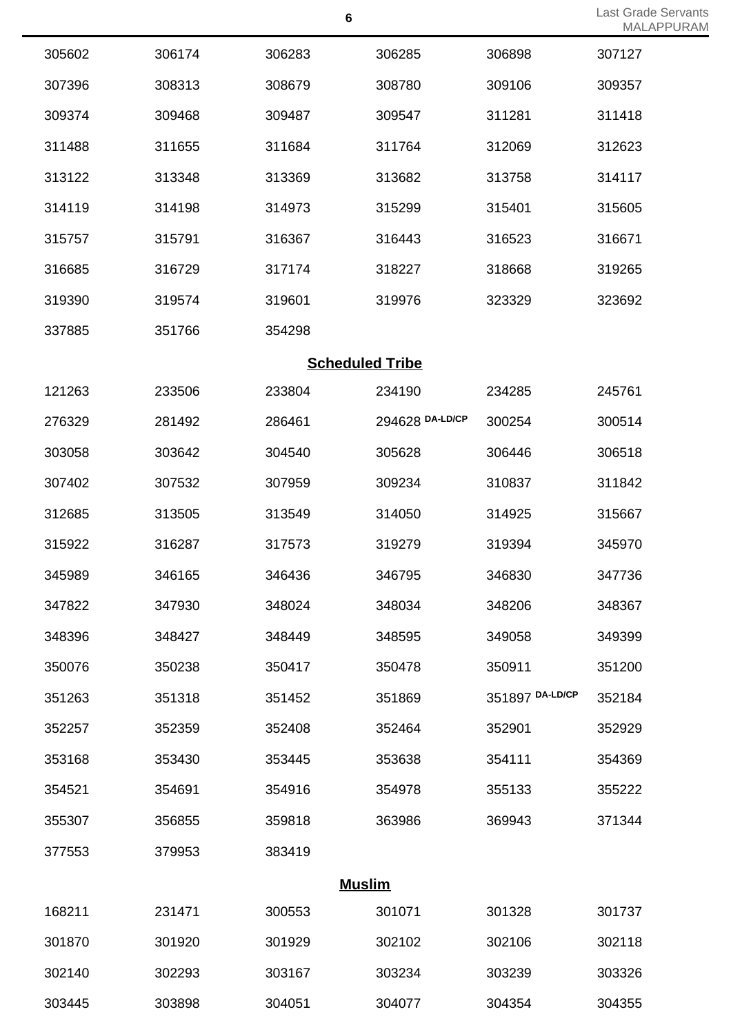| | | | | | |
|---|---|---|---|---|---|
| 305602 | 306174 | 306283 | 306285 | 306898 | 307127 |
| 307396 | 308313 | 308679 | 308780 | 309106 | 309357 |
| 309374 | 309468 | 309487 | 309547 | 311281 | 311418 |
| 311488 | 311655 | 311684 | 311764 | 312069 | 312623 |
| 313122 | 313348 | 313369 | 313682 | 313758 | 314117 |
| 314119 | 314198 | 314973 | 315299 | 315401 | 315605 |
| 315757 | 315791 | 316367 | 316443 | 316523 | 316671 |
| 316685 | 316729 | 317174 | 318227 | 318668 | 319265 |
| 319390 | 319574 | 319601 | 319976 | 323329 | 323692 |
| 337885 | 351766 | 354298 | | | |

## Scheduled Tribe

| | | | | | |
|---|---|---|---|---|---|
| 121263 | 233506 | 233804 | 234190 | 234285 | 245761 |
| 276329 | 281492 | 286461 | 294628 DA-LD/CP | 300254 | 300514 |
| 303058 | 303642 | 304540 | 305628 | 306446 | 306518 |
| 307402 | 307532 | 307959 | 309234 | 310837 | 311842 |
| 312685 | 313505 | 313549 | 314050 | 314925 | 315667 |
| 315922 | 316287 | 317573 | 319279 | 319394 | 345970 |
| 345989 | 346165 | 346436 | 346795 | 346830 | 347736 |
| 347822 | 347930 | 348024 | 348034 | 348206 | 348367 |
| 348396 | 348427 | 348449 | 348595 | 349058 | 349399 |
| 350076 | 350238 | 350417 | 350478 | 350911 | 351200 |
| 351263 | 351318 | 351452 | 351869 | 351897 DA-LD/CP | 352184 |
| 352257 | 352359 | 352408 | 352464 | 352901 | 352929 |
| 353168 | 353430 | 353445 | 353638 | 354111 | 354369 |
| 354521 | 354691 | 354916 | 354978 | 355133 | 355222 |
| 355307 | 356855 | 359818 | 363986 | 369943 | 371344 |
| 377553 | 379953 | 383419 | | | |

## Muslim

| | | | | | |
|---|---|---|---|---|---|
| 168211 | 231471 | 300553 | 301071 | 301328 | 301737 |
| 301870 | 301920 | 301929 | 302102 | 302106 | 302118 |
| 302140 | 302293 | 303167 | 303234 | 303239 | 303326 |
| 303445 | 303898 | 304051 | 304077 | 304354 | 304355 |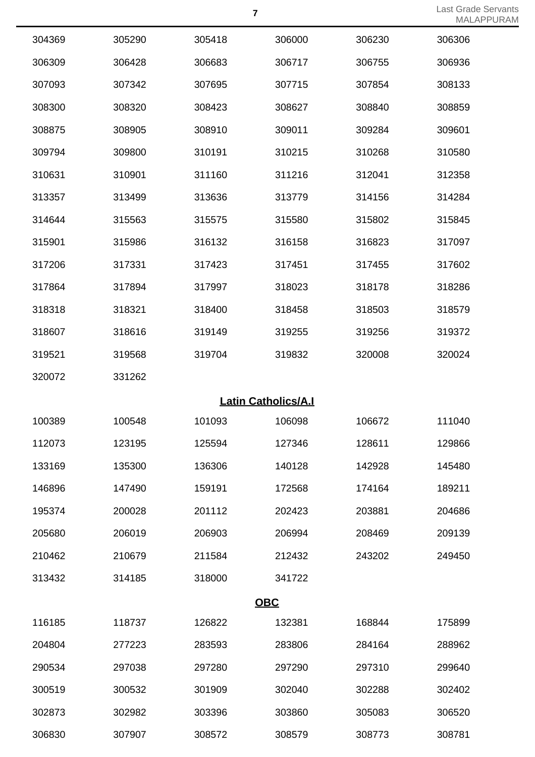| | | | | | |
|---|---|---|---|---|---|
| 304369 | 305290 | 305418 | 306000 | 306230 | 306306 |
| 306309 | 306428 | 306683 | 306717 | 306755 | 306936 |
| 307093 | 307342 | 307695 | 307715 | 307854 | 308133 |
| 308300 | 308320 | 308423 | 308627 | 308840 | 308859 |
| 308875 | 308905 | 308910 | 309011 | 309284 | 309601 |
| 309794 | 309800 | 310191 | 310215 | 310268 | 310580 |
| 310631 | 310901 | 311160 | 311216 | 312041 | 312358 |
| 313357 | 313499 | 313636 | 313779 | 314156 | 314284 |
| 314644 | 315563 | 315575 | 315580 | 315802 | 315845 |
| 315901 | 315986 | 316132 | 316158 | 316823 | 317097 |
| 317206 | 317331 | 317423 | 317451 | 317455 | 317602 |
| 317864 | 317894 | 317997 | 318023 | 318178 | 318286 |
| 318318 | 318321 | 318400 | 318458 | 318503 | 318579 |
| 318607 | 318616 | 319149 | 319255 | 319256 | 319372 |
| 319521 | 319568 | 319704 | 319832 | 320008 | 320024 |
| 320072 | 331262 | | | | |

## Latin Catholics/A.I

| | | | | | |
|---|---|---|---|---|---|
| 100389 | 100548 | 101093 | 106098 | 106672 | 111040 |
| 112073 | 123195 | 125594 | 127346 | 128611 | 129866 |
| 133169 | 135300 | 136306 | 140128 | 142928 | 145480 |
| 146896 | 147490 | 159191 | 172568 | 174164 | 189211 |
| 195374 | 200028 | 201112 | 202423 | 203881 | 204686 |
| 205680 | 206019 | 206903 | 206994 | 208469 | 209139 |
| 210462 | 210679 | 211584 | 212432 | 243202 | 249450 |
| 313432 | 314185 | 318000 | 341722 | | |

## OBC

| | | | | | |
|---|---|---|---|---|---|
| 116185 | 118737 | 126822 | 132381 | 168844 | 175899 |
| 204804 | 277223 | 283593 | 283806 | 284164 | 288962 |
| 290534 | 297038 | 297280 | 297290 | 297310 | 299640 |
| 300519 | 300532 | 301909 | 302040 | 302288 | 302402 |
| 302873 | 302982 | 303396 | 303860 | 305083 | 306520 |
| 306830 | 307907 | 308572 | 308579 | 308773 | 308781 |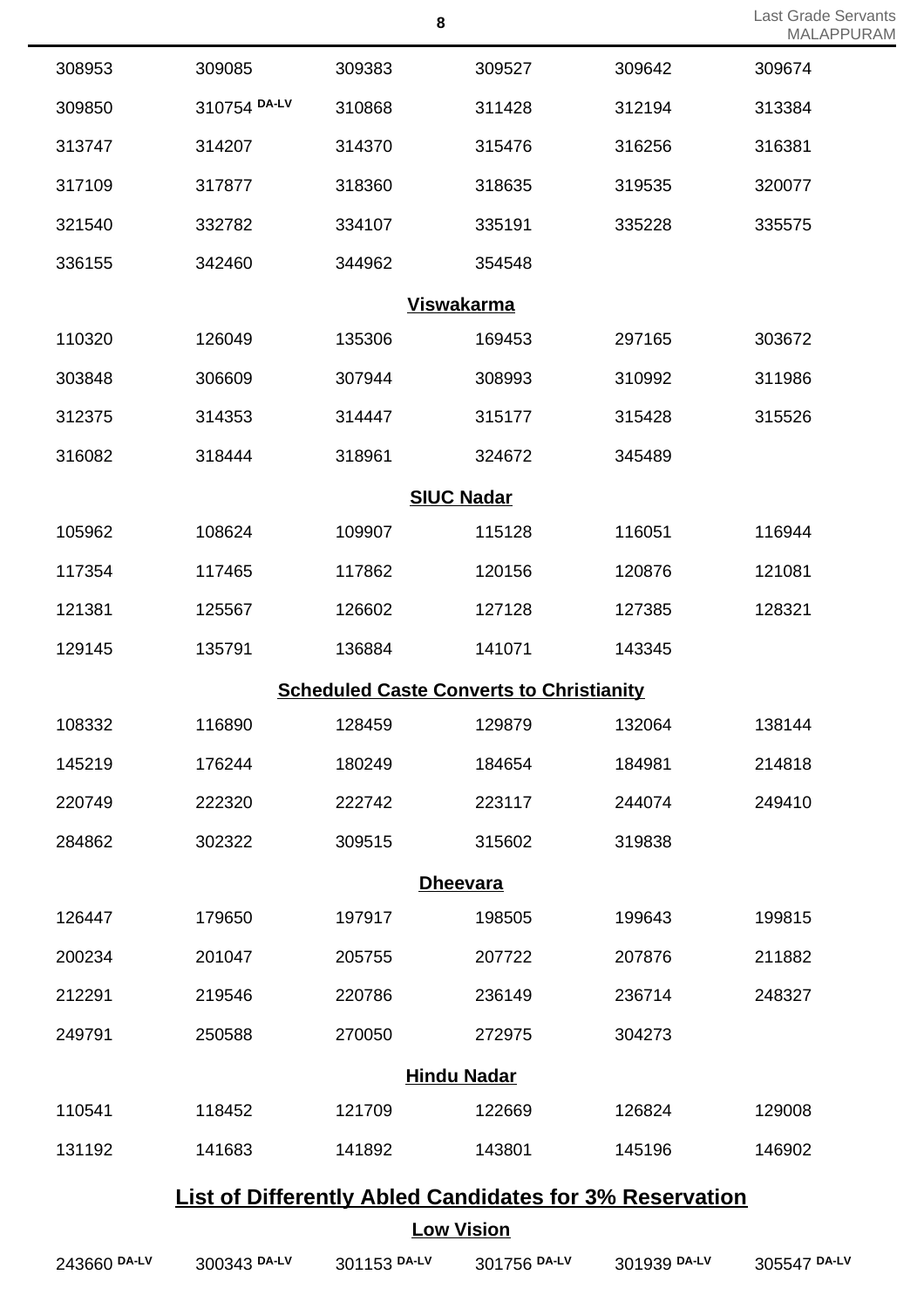| | | | | | |
|---|---|---|---|---|---|
| 308953 | 309085 | 309383 | 309527 | 309642 | 309674 |
| 309850 | 310754 DA-LV | 310868 | 311428 | 312194 | 313384 |
| 313747 | 314207 | 314370 | 315476 | 316256 | 316381 |
| 317109 | 317877 | 318360 | 318635 | 319535 | 320077 |
| 321540 | 332782 | 334107 | 335191 | 335228 | 335575 |
| 336155 | 342460 | 344962 | 354548 | | |

### Viswakarma

| | | | | | |
|---|---|---|---|---|---|
| 110320 | 126049 | 135306 | 169453 | 297165 | 303672 |
| 303848 | 306609 | 307944 | 308993 | 310992 | 311986 |
| 312375 | 314353 | 314447 | 315177 | 315428 | 315526 |
| 316082 | 318444 | 318961 | 324672 | 345489 | |

### SIUC Nadar

| | | | | | |
|---|---|---|---|---|---|
| 105962 | 108624 | 109907 | 115128 | 116051 | 116944 |
| 117354 | 117465 | 117862 | 120156 | 120876 | 121081 |
| 121381 | 125567 | 126602 | 127128 | 127385 | 128321 |
| 129145 | 135791 | 136884 | 141071 | 143345 | |

### Scheduled Caste Converts to Christianity

| | | | | | |
|---|---|---|---|---|---|
| 108332 | 116890 | 128459 | 129879 | 132064 | 138144 |
| 145219 | 176244 | 180249 | 184654 | 184981 | 214818 |
| 220749 | 222320 | 222742 | 223117 | 244074 | 249410 |
| 284862 | 302322 | 309515 | 315602 | 319838 | |

### Dheevara

| | | | | | |
|---|---|---|---|---|---|
| 126447 | 179650 | 197917 | 198505 | 199643 | 199815 |
| 200234 | 201047 | 205755 | 207722 | 207876 | 211882 |
| 212291 | 219546 | 220786 | 236149 | 236714 | 248327 |
| 249791 | 250588 | 270050 | 272975 | 304273 | |

### Hindu Nadar

| | | | | | |
|---|---|---|---|---|---|
| 110541 | 118452 | 121709 | 122669 | 126824 | 129008 |
| 131192 | 141683 | 141892 | 143801 | 145196 | 146902 |

## List of Differently Abled Candidates for 3% Reservation

### Low Vision

| | | | | | |
|---|---|---|---|---|---|
| 243660 DA-LV | 300343 DA-LV | 301153 DA-LV | 301756 DA-LV | 301939 DA-LV | 305547 DA-LV |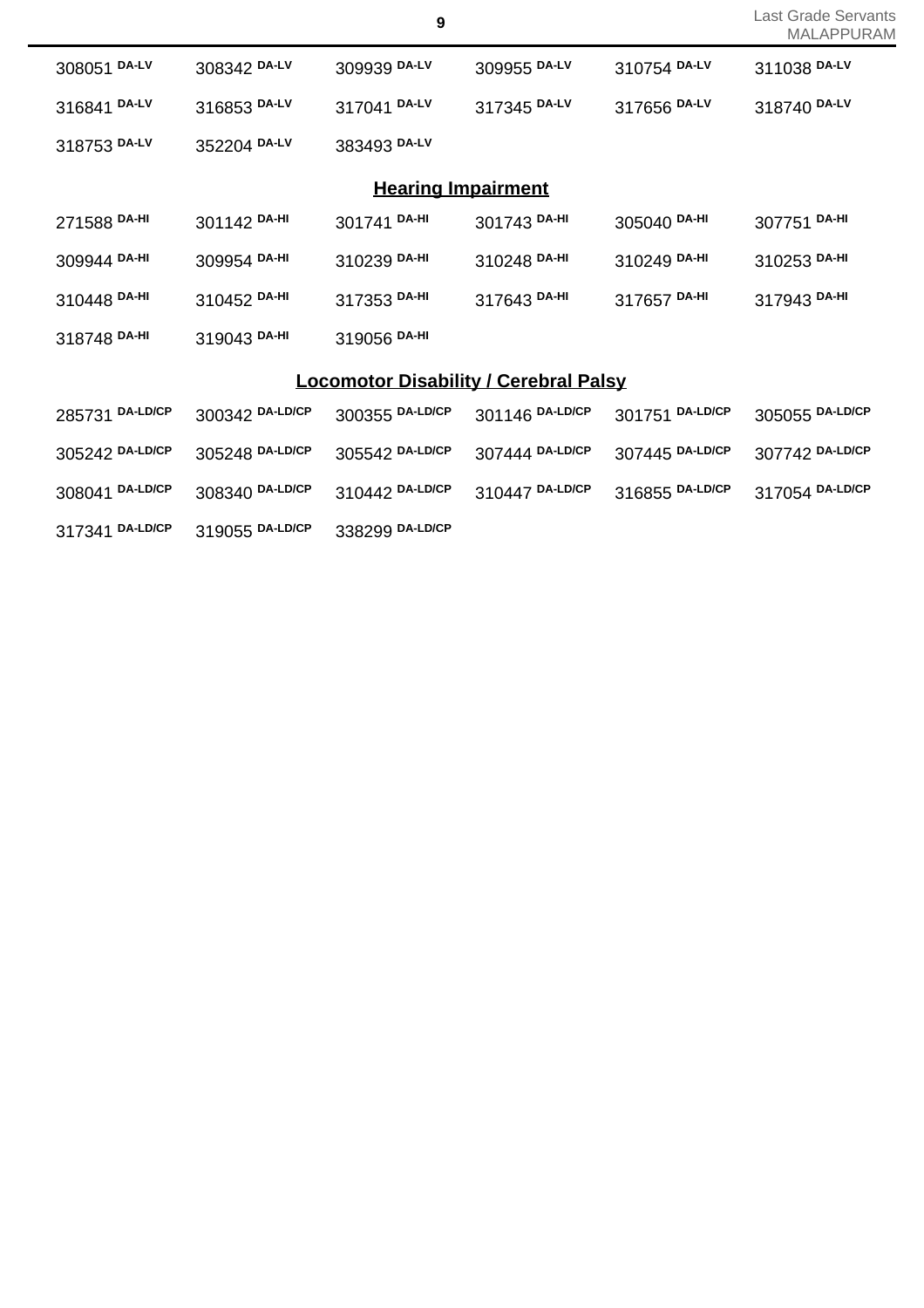| | | | | | |
|---|---|---|---|---|---|
| 308051 DA-LV | 308342 DA-LV | 309939 DA-LV | 309955 DA-LV | 310754 DA-LV | 311038 DA-LV |
| 316841 DA-LV | 316853 DA-LV | 317041 DA-LV | 317345 DA-LV | 317656 DA-LV | 318740 DA-LV |
| 318753 DA-LV | 352204 DA-LV | 383493 DA-LV | | | |

## Hearing Impairment

| | | | | | |
|---|---|---|---|---|---|
| 271588 DA-HI | 301142 DA-HI | 301741 DA-HI | 301743 DA-HI | 305040 DA-HI | 307751 DA-HI |
| 309944 DA-HI | 309954 DA-HI | 310239 DA-HI | 310248 DA-HI | 310249 DA-HI | 310253 DA-HI |
| 310448 DA-HI | 310452 DA-HI | 317353 DA-HI | 317643 DA-HI | 317657 DA-HI | 317943 DA-HI |
| 318748 DA-HI | 319043 DA-HI | 319056 DA-HI | | | |

## Locomotor Disability / Cerebral Palsy

| | | | | | |
|---|---|---|---|---|---|
| 285731 DA-LD/CP | 300342 DA-LD/CP | 300355 DA-LD/CP | 301146 DA-LD/CP | 301751 DA-LD/CP | 305055 DA-LD/CP |
| 305242 DA-LD/CP | 305248 DA-LD/CP | 305542 DA-LD/CP | 307444 DA-LD/CP | 307445 DA-LD/CP | 307742 DA-LD/CP |
| 308041 DA-LD/CP | 308340 DA-LD/CP | 310442 DA-LD/CP | 310447 DA-LD/CP | 316855 DA-LD/CP | 317054 DA-LD/CP |
| 317341 DA-LD/CP | 319055 DA-LD/CP | 338299 DA-LD/CP | | | |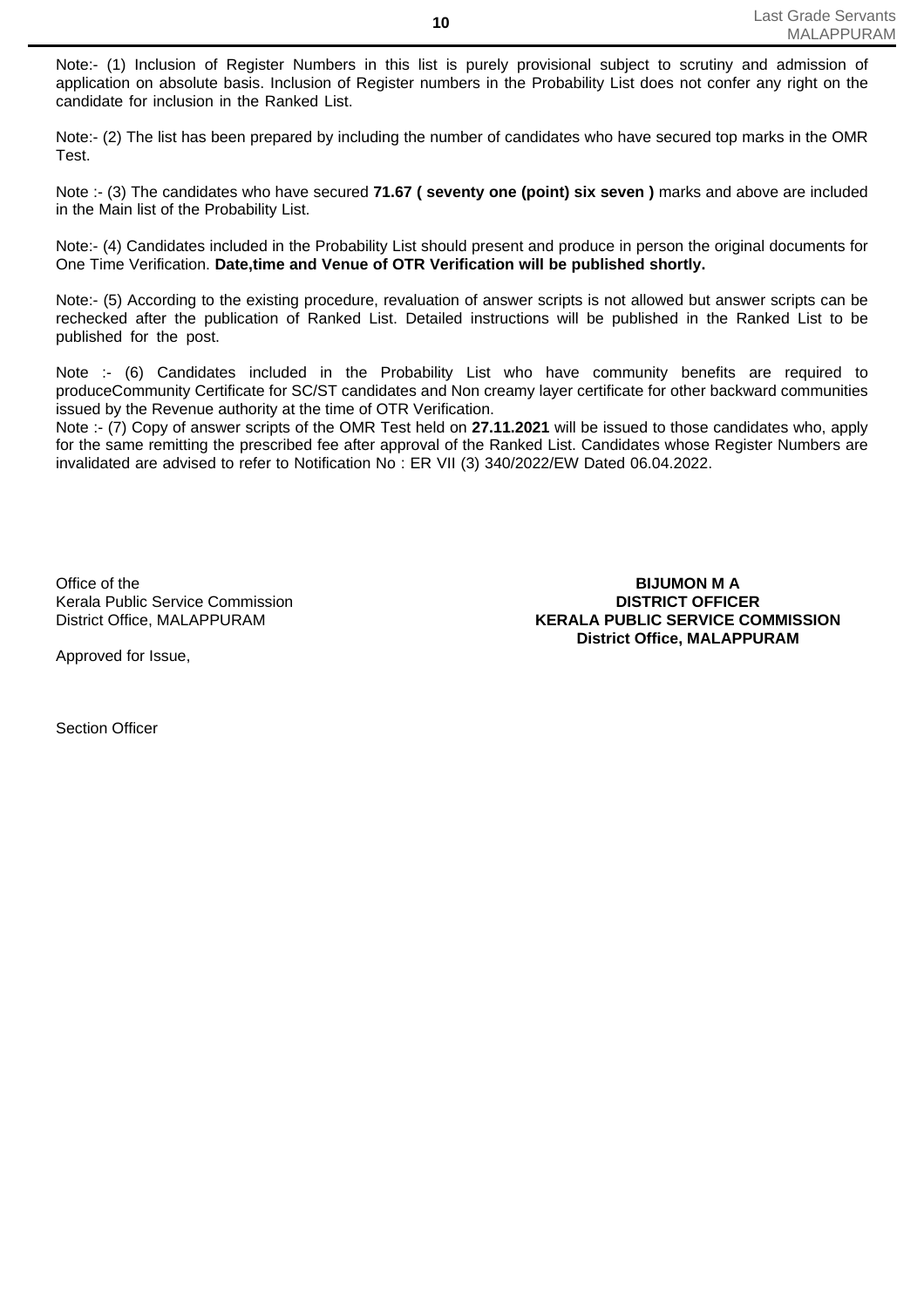Note:- (1) Inclusion of Register Numbers in this list is purely provisional subject to scrutiny and admission of application on absolute basis. Inclusion of Register numbers in the Probability List does not confer any right on the candidate for inclusion in the Ranked List.

Note:- (2) The list has been prepared by including the number of candidates who have secured top marks in the OMR Test.

Note :- (3) The candidates who have secured **71.67 ( seventy one (point) six seven )** marks and above are included in the Main list of the Probability List.

Note:- (4) Candidates included in the Probability List should present and produce in person the original documents for One Time Verification. **Date,time and Venue of OTR Verification will be published shortly.**

Note:- (5) According to the existing procedure, revaluation of answer scripts is not allowed but answer scripts can be rechecked after the publication of Ranked List. Detailed instructions will be published in the Ranked List to be published for the post.

Note :- (6) Candidates included in the Probability List who have community benefits are required to produceCommunity Certificate for SC/ST candidates and Non creamy layer certificate for other backward communities issued by the Revenue authority at the time of OTR Verification.

Note :- (7) Copy of answer scripts of the OMR Test held on **27.11.2021** will be issued to those candidates who, apply for the same remitting the prescribed fee after approval of the Ranked List. Candidates whose Register Numbers are invalidated are advised to refer to Notification No : ER VII (3) 340/2022/EW Dated 06.04.2022.

Office of the
Kerala Public Service Commission
District Office, MALAPPURAM

**BIJUMON M A**
**DISTRICT OFFICER**
**KERALA PUBLIC SERVICE COMMISSION**
**District Office, MALAPPURAM**

Approved for Issue,

Section Officer